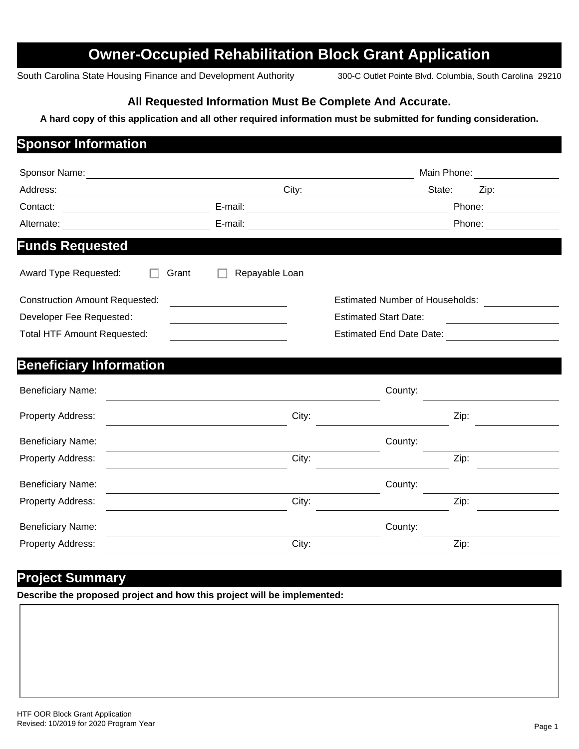# Owner-Occupied Rehabilitation Block Grant Application

South Carolina State Housing Finance and Development Authority 300-C Outlet Pointe Blvd. Columbia, South Carolina 29210

**All Requested Information Must Be Complete And Accurate.**

**A hard copy of this application and all other required information must be submitted for funding consideration.**

## Sponsor Information

Sponsor Name: ______________________ Main Phone: ____________

Address: ______________________ City: ____________ State: ____ Zip: ________

Contact: ____________ E-mail: ____________ Phone: ____________

Alternate: ____________ E-mail: ____________ Phone: ____________

## Funds Requested

Award Type Requested: ☐ Grant ☐ Repayable Loan

Construction Amount Requested: ____________ Estimated Number of Households: ____________

Developer Fee Requested: ____________ Estimated Start Date: ____________

Total HTF Amount Requested: ____________ Estimated End Date Date: ____________

## Beneficiary Information

Beneficiary Name: ______________________ County: ____________

Property Address: ______________________ City: ____________ Zip: ________

Beneficiary Name: ______________________ County: ____________

Property Address: ______________________ City: ____________ Zip: ________

Beneficiary Name: ______________________ County: ____________

Property Address: ______________________ City: ____________ Zip: ________

Beneficiary Name: ______________________ County: ____________

Property Address: ______________________ City: ____________ Zip: ________

## Project Summary

**Describe the proposed project and how this project will be implemented:**

HTF OOR Block Grant Application
Revised: 10/2019 for 2020 Program Year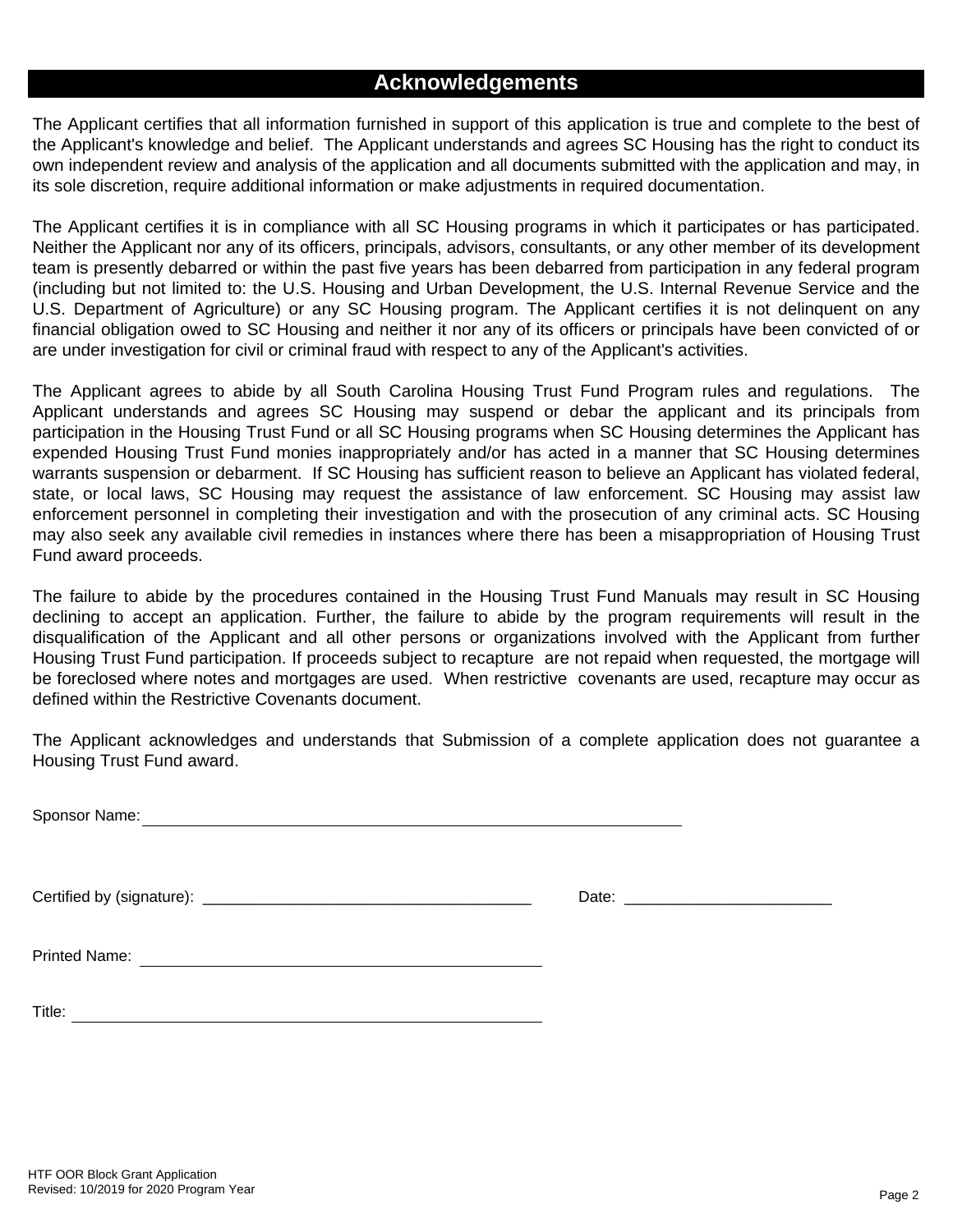## Acknowledgements

The Applicant certifies that all information furnished in support of this application is true and complete to the best of the Applicant's knowledge and belief. The Applicant understands and agrees SC Housing has the right to conduct its own independent review and analysis of the application and all documents submitted with the application and may, in its sole discretion, require additional information or make adjustments in required documentation.

The Applicant certifies it is in compliance with all SC Housing programs in which it participates or has participated. Neither the Applicant nor any of its officers, principals, advisors, consultants, or any other member of its development team is presently debarred or within the past five years has been debarred from participation in any federal program (including but not limited to: the U.S. Housing and Urban Development, the U.S. Internal Revenue Service and the U.S. Department of Agriculture) or any SC Housing program. The Applicant certifies it is not delinquent on any financial obligation owed to SC Housing and neither it nor any of its officers or principals have been convicted of or are under investigation for civil or criminal fraud with respect to any of the Applicant's activities.

The Applicant agrees to abide by all South Carolina Housing Trust Fund Program rules and regulations. The Applicant understands and agrees SC Housing may suspend or debar the applicant and its principals from participation in the Housing Trust Fund or all SC Housing programs when SC Housing determines the Applicant has expended Housing Trust Fund monies inappropriately and/or has acted in a manner that SC Housing determines warrants suspension or debarment. If SC Housing has sufficient reason to believe an Applicant has violated federal, state, or local laws, SC Housing may request the assistance of law enforcement. SC Housing may assist law enforcement personnel in completing their investigation and with the prosecution of any criminal acts. SC Housing may also seek any available civil remedies in instances where there has been a misappropriation of Housing Trust Fund award proceeds.

The failure to abide by the procedures contained in the Housing Trust Fund Manuals may result in SC Housing declining to accept an application. Further, the failure to abide by the program requirements will result in the disqualification of the Applicant and all other persons or organizations involved with the Applicant from further Housing Trust Fund participation. If proceeds subject to recapture are not repaid when requested, the mortgage will be foreclosed where notes and mortgages are used. When restrictive covenants are used, recapture may occur as defined within the Restrictive Covenants document.

The Applicant acknowledges and understands that Submission of a complete application does not guarantee a Housing Trust Fund award.

Sponsor Name: ______________________________

Certified by (signature): ______________________________ Date: ________________________

Printed Name: ______________________________

Title: ______________________________

HTF OOR Block Grant Application
Revised: 10/2019 for 2020 Program Year